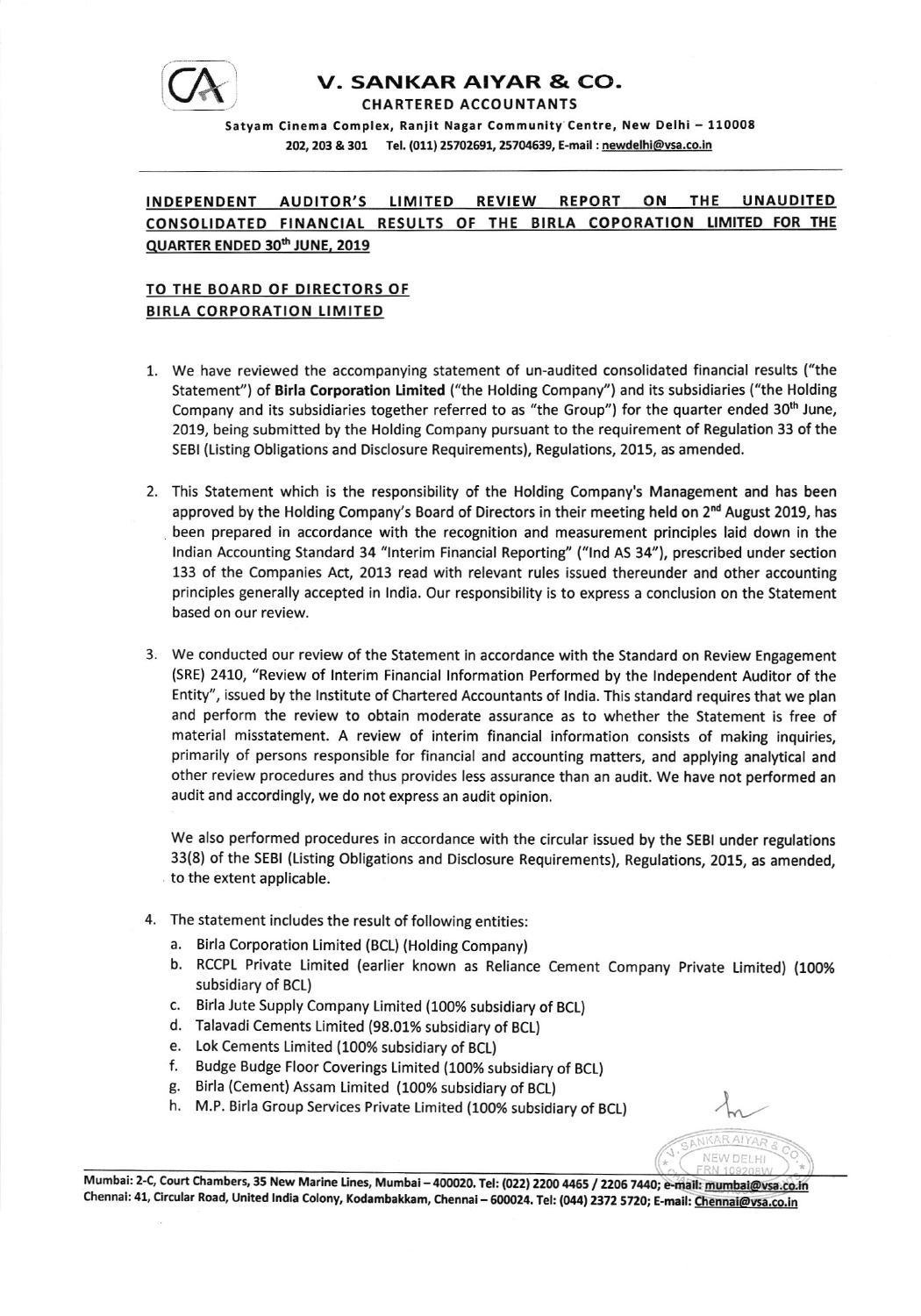# V. SANKAR AIYAR & CO.

**CHARTERED ACCOUNTANTS**

Satyam Cinema Complex, Ranjit Nagar Community Centre, New Delhi – 110008
202, 203 & 301 Tel. (011) 25702691, 25704639, E-mail : newdelhi@vsa.co.in

---

## INDEPENDENT AUDITOR'S LIMITED REVIEW REPORT ON THE UNAUDITED CONSOLIDATED FINANCIAL RESULTS OF THE BIRLA COPORATION LIMITED FOR THE QUARTER ENDED 30th JUNE, 2019

### TO THE BOARD OF DIRECTORS OF BIRLA CORPORATION LIMITED

1. We have reviewed the accompanying statement of un-audited consolidated financial results ("the Statement") of **Birla Corporation Limited** ("the Holding Company") and its subsidiaries ("the Holding Company and its subsidiaries together referred to as "the Group") for the quarter ended 30th June, 2019, being submitted by the Holding Company pursuant to the requirement of Regulation 33 of the SEBI (Listing Obligations and Disclosure Requirements), Regulations, 2015, as amended.

2. This Statement which is the responsibility of the Holding Company's Management and has been approved by the Holding Company's Board of Directors in their meeting held on 2nd August 2019, has been prepared in accordance with the recognition and measurement principles laid down in the Indian Accounting Standard 34 "Interim Financial Reporting" ("Ind AS 34"), prescribed under section 133 of the Companies Act, 2013 read with relevant rules issued thereunder and other accounting principles generally accepted in India. Our responsibility is to express a conclusion on the Statement based on our review.

3. We conducted our review of the Statement in accordance with the Standard on Review Engagement (SRE) 2410, "Review of Interim Financial Information Performed by the Independent Auditor of the Entity", issued by the Institute of Chartered Accountants of India. This standard requires that we plan and perform the review to obtain moderate assurance as to whether the Statement is free of material misstatement. A review of interim financial information consists of making inquiries, primarily of persons responsible for financial and accounting matters, and applying analytical and other review procedures and thus provides less assurance than an audit. We have not performed an audit and accordingly, we do not express an audit opinion.

   We also performed procedures in accordance with the circular issued by the SEBI under regulations 33(8) of the SEBI (Listing Obligations and Disclosure Requirements), Regulations, 2015, as amended, to the extent applicable.

4. The statement includes the result of following entities:
   a. Birla Corporation Limited (BCL) (Holding Company)
   b. RCCPL Private Limited (earlier known as Reliance Cement Company Private Limited) (100% subsidiary of BCL)
   c. Birla Jute Supply Company Limited (100% subsidiary of BCL)
   d. Talavadi Cements Limited (98.01% subsidiary of BCL)
   e. Lok Cements Limited (100% subsidiary of BCL)
   f. Budge Budge Floor Coverings Limited (100% subsidiary of BCL)
   g. Birla (Cement) Assam Limited (100% subsidiary of BCL)
   h. M.P. Birla Group Services Private Limited (100% subsidiary of BCL)

---

Mumbai: 2-C, Court Chambers, 35 New Marine Lines, Mumbai – 400020. Tel: (022) 2200 4465 / 2206 7440; e-mail: mumbai@vsa.co.in
Chennai: 41, Circular Road, United India Colony, Kodambakkam, Chennai – 600024. Tel: (044) 2372 5720; E-mail: Chennai@vsa.co.in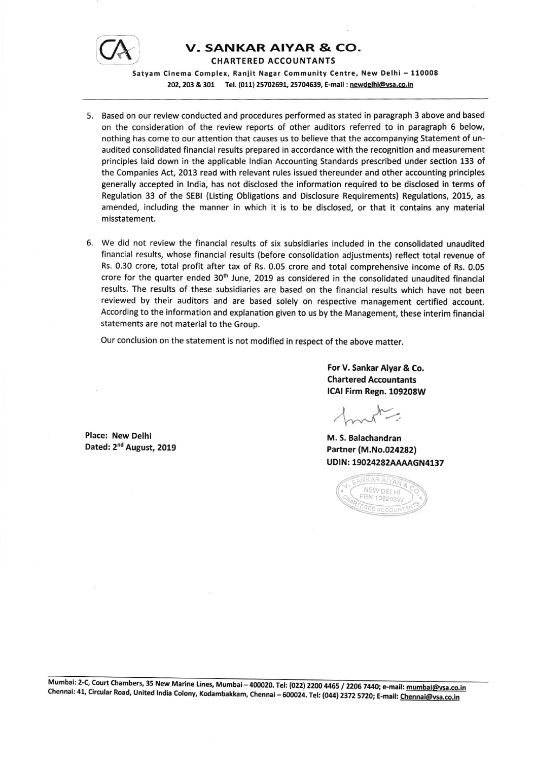# V. SANKAR AIYAR & CO.

**CHARTERED ACCOUNTANTS**

Satyam Cinema Complex, Ranjit Nagar Community Centre, New Delhi – 110008
202, 203 & 301 Tel. (011) 25702691, 25704639, E-mail : newdelhi@vsa.co.in

5. Based on our review conducted and procedures performed as stated in paragraph 3 above and based on the consideration of the review reports of other auditors referred to in paragraph 6 below, nothing has come to our attention that causes us to believe that the accompanying Statement of un-audited consolidated financial results prepared in accordance with the recognition and measurement principles laid down in the applicable Indian Accounting Standards prescribed under section 133 of the Companies Act, 2013 read with relevant rules issued thereunder and other accounting principles generally accepted in India, has not disclosed the information required to be disclosed in terms of Regulation 33 of the SEBI (Listing Obligations and Disclosure Requirements) Regulations, 2015, as amended, including the manner in which it is to be disclosed, or that it contains any material misstatement.

6. We did not review the financial results of six subsidiaries included in the consolidated unaudited financial results, whose financial results (before consolidation adjustments) reflect total revenue of Rs. 0.30 crore, total profit after tax of Rs. 0.05 crore and total comprehensive income of Rs. 0.05 crore for the quarter ended 30th June, 2019 as considered in the consolidated unaudited financial results. The results of these subsidiaries are based on the financial results which have not been reviewed by their auditors and are based solely on respective management certified account. According to the information and explanation given to us by the Management, these interim financial statements are not material to the Group.

   Our conclusion on the statement is not modified in respect of the above matter.

**For V. Sankar Aiyar & Co.**
**Chartered Accountants**
**ICAI Firm Regn. 109208W**

**M. S. Balachandran**
**Partner (M.No.024282)**
**UDIN: 19024282AAAAGN4137**

**Place: New Delhi**
**Dated: 2nd August, 2019**

Mumbai: 2-C, Court Chambers, 35 New Marine Lines, Mumbai – 400020. Tel: (022) 2200 4465 / 2206 7440; e-mail: mumbai@vsa.co.in
Chennai: 41, Circular Road, United India Colony, Kodambakkam, Chennai – 600024. Tel: (044) 2372 5720; E-mail: Chennai@vsa.co.in